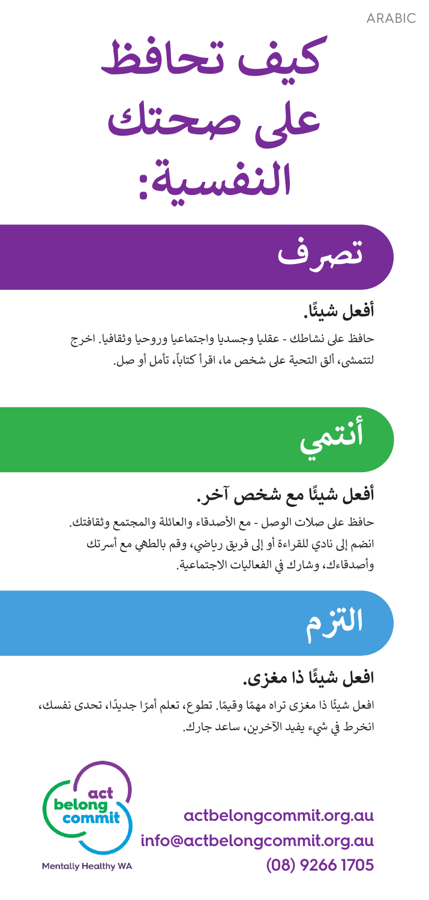ARABIC

# كيف تحافظ على صحتك النفسية:

## تصرف

### أفعل شيئًا.

حافظ على نشاطك - عقليا وجسديا واجتماعيا وروحيا وثقافيا. اخرج لتتمشى، ألق التحية على شخص ما، اقرأ كتاباً، تأمل أو صل.

## أنتمي

### أفعل شيئًا مع شخص آخر.

حافظ على صلات الوصل - مع الأصدقاء والعائلة والمجتمع وثقافتك. انضم إلى نادي للقراءة أو إلى فريق رياضي، وقم بالطهي مع أسرتك وأصدقاءك، وشارك في الفعاليات الاجتماعية.

## التزم

### افعل شيئًا ذا مغزى.

افعل شيئًا ذا مغزى تراه مهمًا وقيمًا. تطوع، تعلم أمرًا جديدًا، تحدى نفسك، انخرط في شيء يفيد الآخرين، ساعد جارك.

act belong commit

Mentally Healthy WA

actbelongcommit.org.au
info@actbelongcommit.org.au
(08) 9266 1705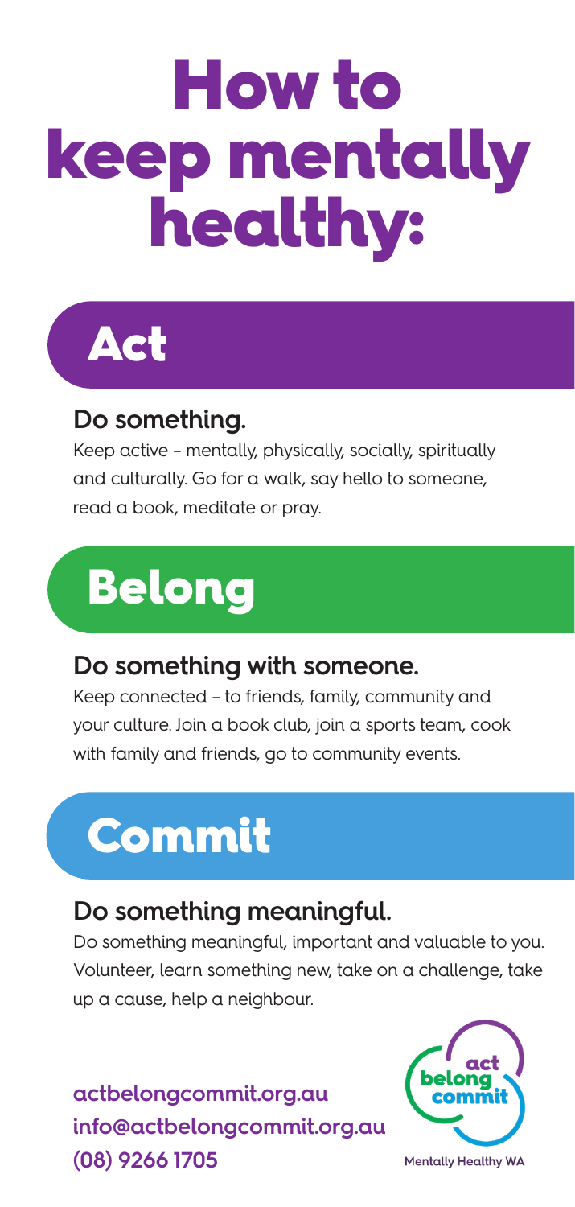# How to keep mentally healthy:

## Act

### Do something.

Keep active – mentally, physically, socially, spiritually and culturally. Go for a walk, say hello to someone, read a book, meditate or pray.

## Belong

### Do something with someone.

Keep connected – to friends, family, community and your culture. Join a book club, join a sports team, cook with family and friends, go to community events.

## Commit

### Do something meaningful.

Do something meaningful, important and valuable to you. Volunteer, learn something new, take on a challenge, take up a cause, help a neighbour.

**actbelongcommit.org.au**
**info@actbelongcommit.org.au**
**(08) 9266 1705**

act belong commit

Mentally Healthy WA